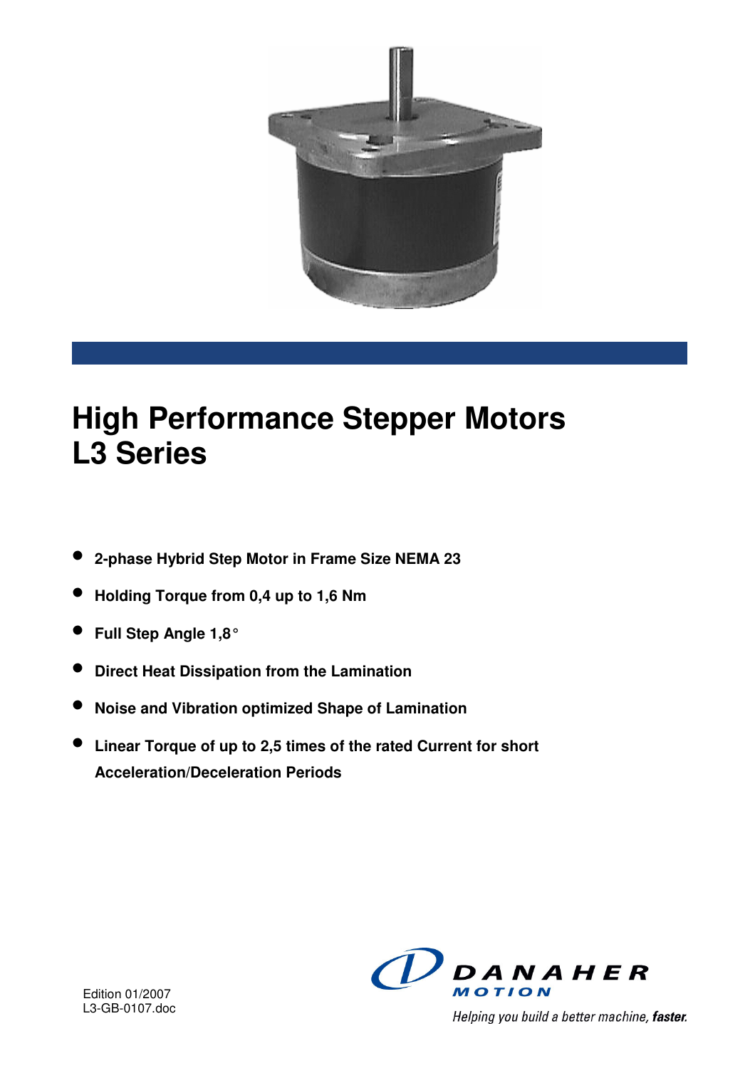# High Performance Stepper Motors L3 Series

- **2-phase Hybrid Step Motor in Frame Size NEMA 23**
- **Holding Torque from 0,4 up to 1,6 Nm**
- **Full Step Angle 1,8°**
- **Direct Heat Dissipation from the Lamination**
- **Noise and Vibration optimized Shape of Lamination**
- **Linear Torque of up to 2,5 times of the rated Current for short Acceleration/Deceleration Periods**

Edition 01/2007
L3-GB-0107.doc

DANAHER MOTION

*Helping you build a better machine, **faster.***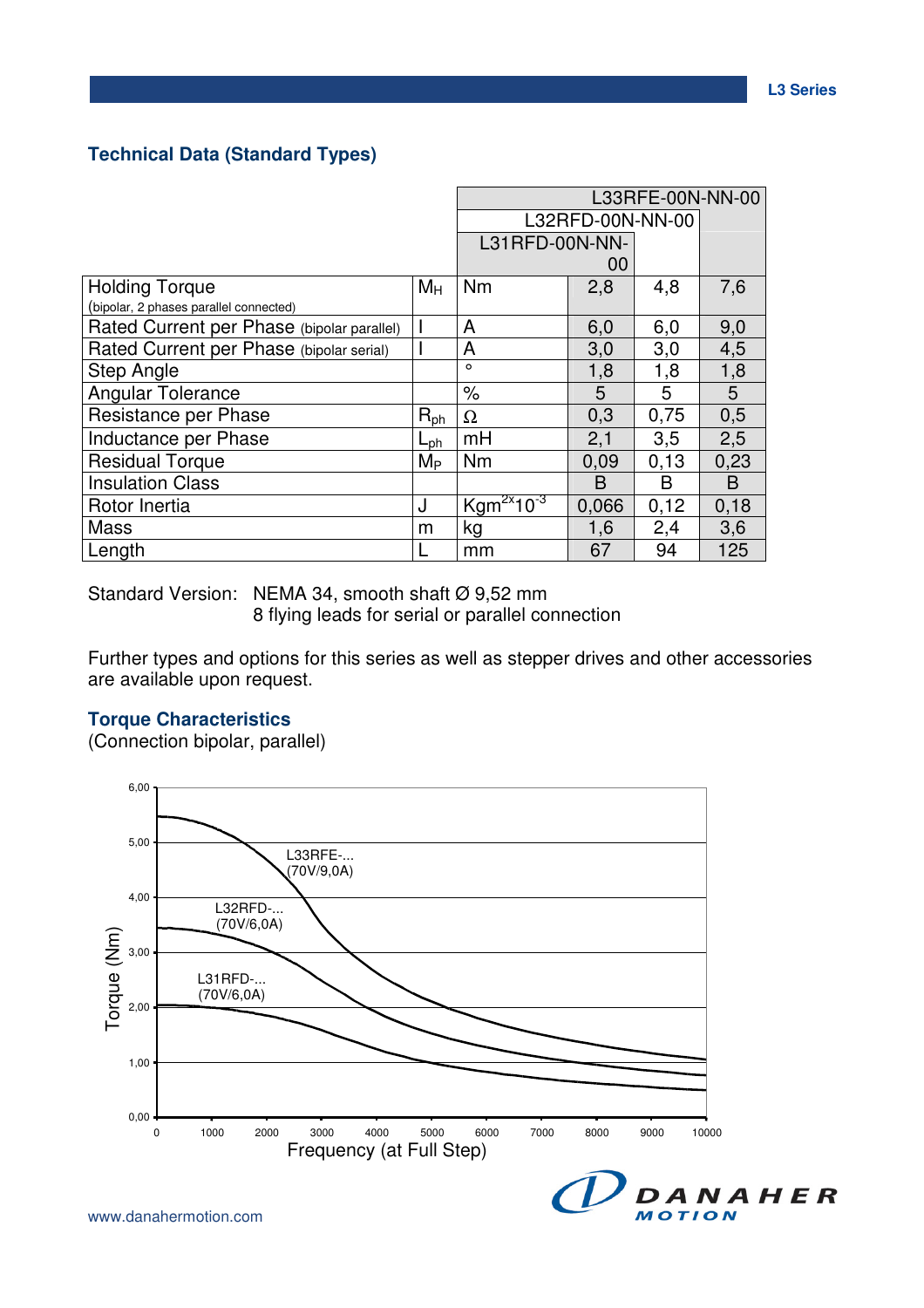## Technical Data (Standard Types)

| | | | L31RFD-00N-NN-00 | L32RFD-00N-NN-00 | L33RFE-00N-NN-00 |
|---|---|---|---|---|---|
| Holding Torque (bipolar, 2 phases parallel connected) | $M_H$ | Nm | 2,8 | 4,8 | 7,6 |
| Rated Current per Phase (bipolar parallel) | I | A | 6,0 | 6,0 | 9,0 |
| Rated Current per Phase (bipolar serial) | I | A | 3,0 | 3,0 | 4,5 |
| Step Angle | | ° | 1,8 | 1,8 | 1,8 |
| Angular Tolerance | | % | 5 | 5 | 5 |
| Resistance per Phase | $R_{ph}$ | Ω | 0,3 | 0,75 | 0,5 |
| Inductance per Phase | $L_{ph}$ | mH | 2,1 | 3,5 | 2,5 |
| Residual Torque | $M_P$ | Nm | 0,09 | 0,13 | 0,23 |
| Insulation Class | | | B | B | B |
| Rotor Inertia | J | $Kgm^{2x}10^{-3}$ | 0,066 | 0,12 | 0,18 |
| Mass | m | kg | 1,6 | 2,4 | 3,6 |
| Length | L | mm | 67 | 94 | 125 |

Standard Version: NEMA 34, smooth shaft Ø 9,52 mm
8 flying leads for serial or parallel connection

Further types and options for this series as well as stepper drives and other accessories are available upon request.

## Torque Characteristics

(Connection bipolar, parallel)

Torque (Nm)

L33RFE-... (70V/9,0A)

L32RFD-... (70V/6,0A)

L31RFD-... (70V/6,0A)

Frequency (at Full Step)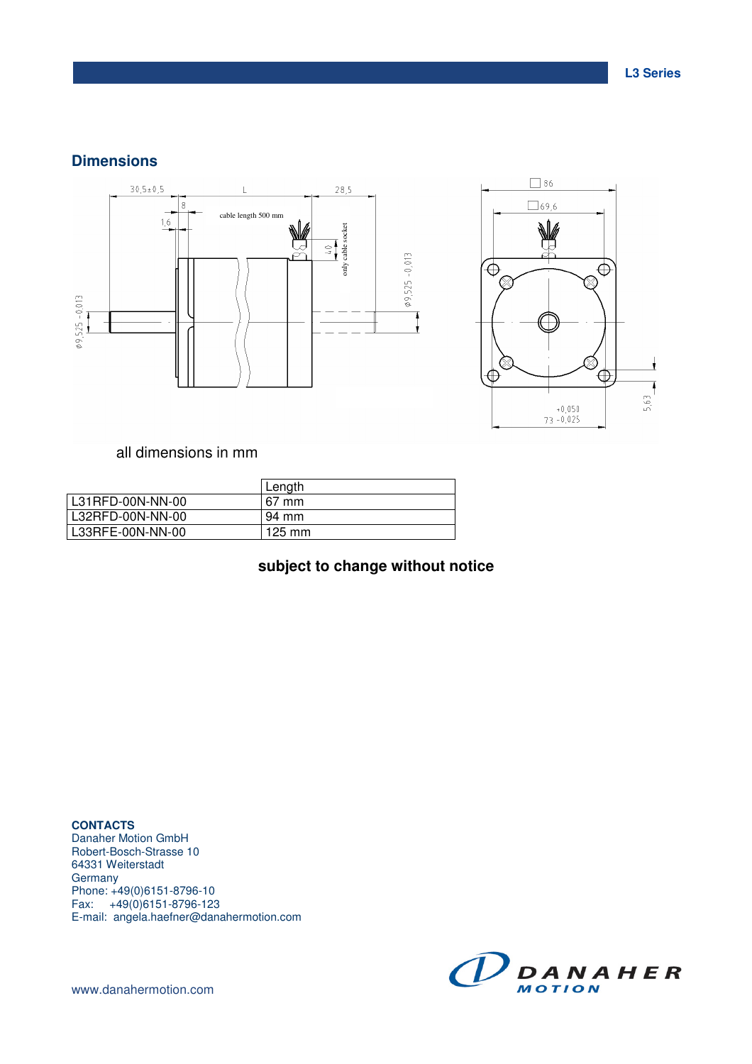## Dimensions

30,5±0,5

L

28,5

8

1,6

cable length 500 mm

4,0

only cable socket

⌀9,525 -0,013

⌀9,525 -0,013

□ 86

□69,6

+0,050
73 -0,025

5,63

all dimensions in mm

| | Length |
|---|---|
| L31RFD-00N-NN-00 | 67 mm |
| L32RFD-00N-NN-00 | 94 mm |
| L33RFE-00N-NN-00 | 125 mm |

**subject to change without notice**

**CONTACTS**
Danaher Motion GmbH
Robert-Bosch-Strasse 10
64331 Weiterstadt
Germany
Phone: +49(0)6151-8796-10
Fax: +49(0)6151-8796-123
E-mail: angela.haefner@danahermotion.com

www.danahermotion.com

DANAHER MOTION